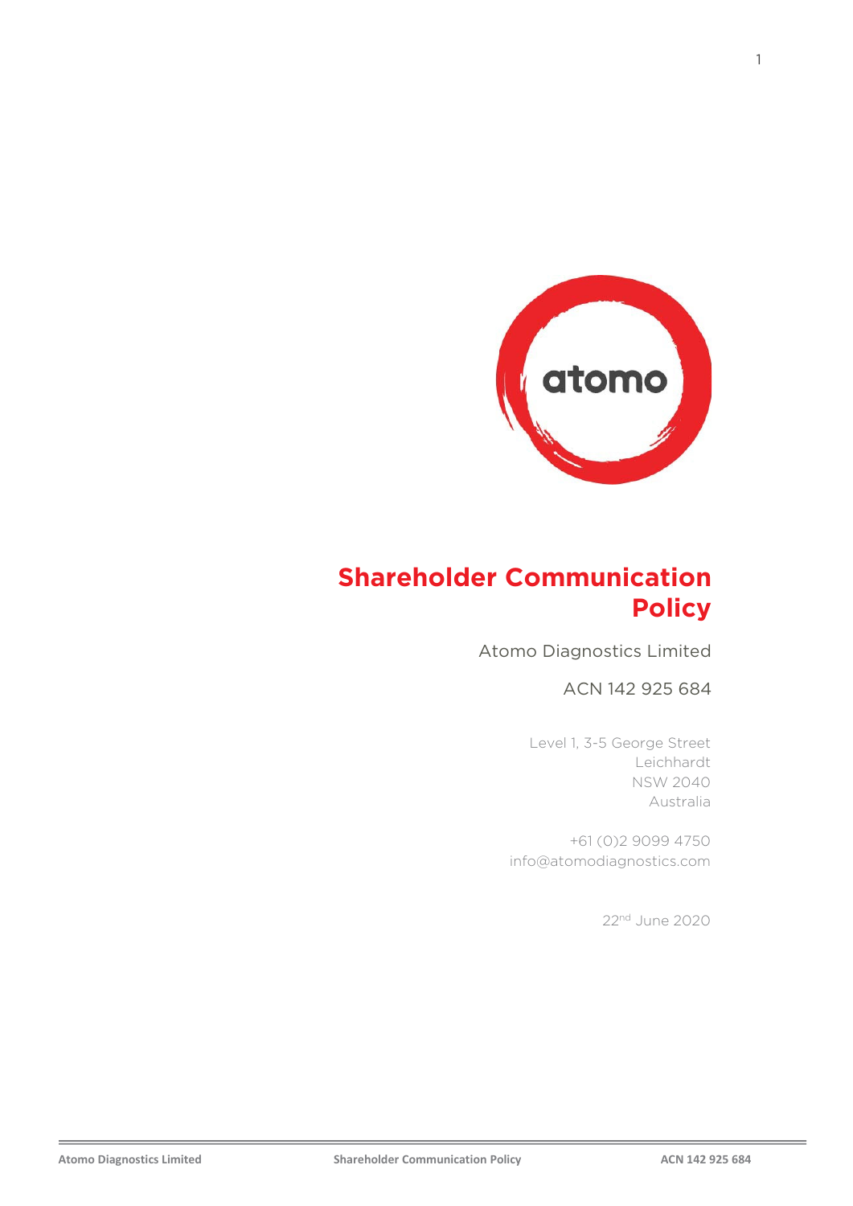# Shareholder Communication Policy

Atomo Diagnostics Limited

ACN 142 925 684

Level 1, 3-5 George Street
Leichhardt
NSW 2040
Australia

+61 (0)2 9099 4750
info@atomodiagnostics.com

22nd June 2020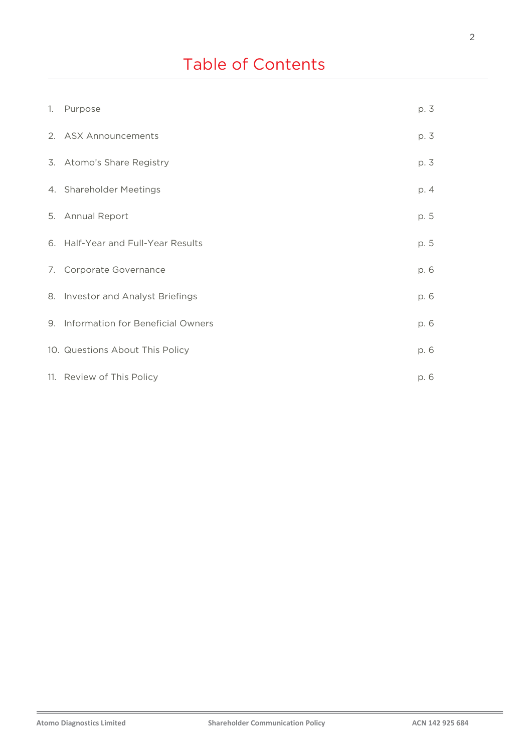# Table of Contents

| | | |
|---|---|---|
| 1. | Purpose | p. 3 |
| 2. | ASX Announcements | p. 3 |
| 3. | Atomo's Share Registry | p. 3 |
| 4. | Shareholder Meetings | p. 4 |
| 5. | Annual Report | p. 5 |
| 6. | Half-Year and Full-Year Results | p. 5 |
| 7. | Corporate Governance | p. 6 |
| 8. | Investor and Analyst Briefings | p. 6 |
| 9. | Information for Beneficial Owners | p. 6 |
| 10. | Questions About This Policy | p. 6 |
| 11. | Review of This Policy | p. 6 |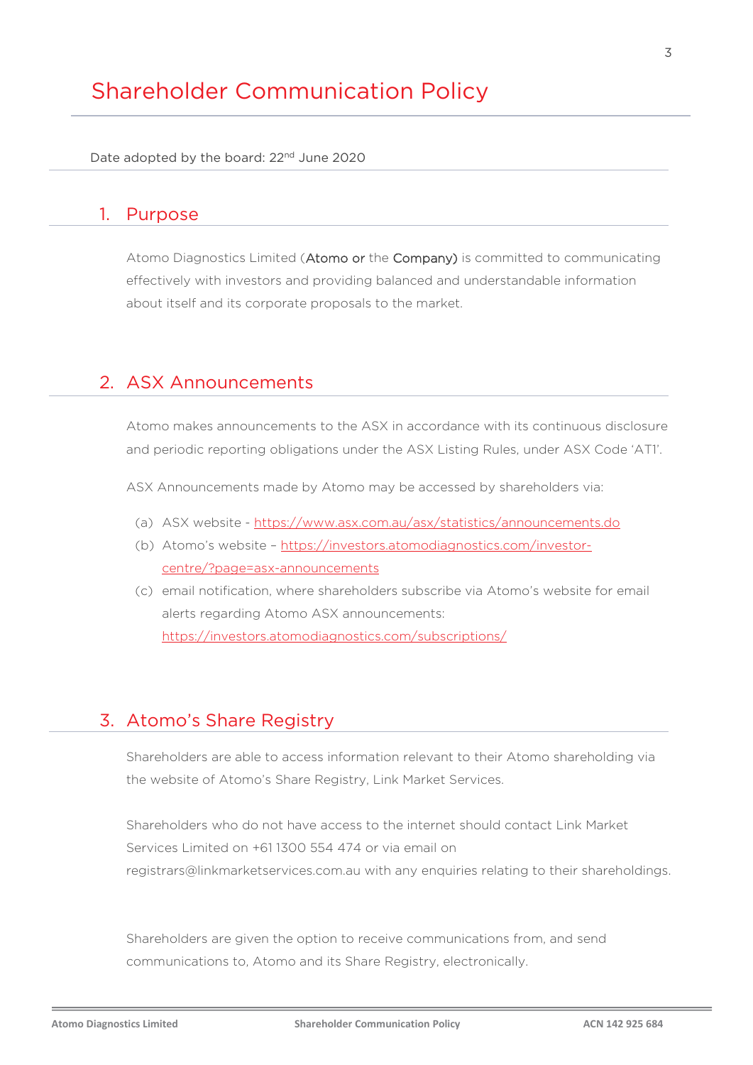# Shareholder Communication Policy

Date adopted by the board: 22nd June 2020

## 1. Purpose

Atomo Diagnostics Limited (**Atomo** or the **Company**) is committed to communicating effectively with investors and providing balanced and understandable information about itself and its corporate proposals to the market.

## 2. ASX Announcements

Atomo makes announcements to the ASX in accordance with its continuous disclosure and periodic reporting obligations under the ASX Listing Rules, under ASX Code 'AT1'.

ASX Announcements made by Atomo may be accessed by shareholders via:

(a) ASX website - https://www.asx.com.au/asx/statistics/announcements.do
(b) Atomo's website – https://investors.atomodiagnostics.com/investor-centre/?page=asx-announcements
(c) email notification, where shareholders subscribe via Atomo's website for email alerts regarding Atomo ASX announcements: https://investors.atomodiagnostics.com/subscriptions/

## 3. Atomo's Share Registry

Shareholders are able to access information relevant to their Atomo shareholding via the website of Atomo's Share Registry, Link Market Services.

Shareholders who do not have access to the internet should contact Link Market Services Limited on +61 1300 554 474 or via email on registrars@linkmarketservices.com.au with any enquiries relating to their shareholdings.

Shareholders are given the option to receive communications from, and send communications to, Atomo and its Share Registry, electronically.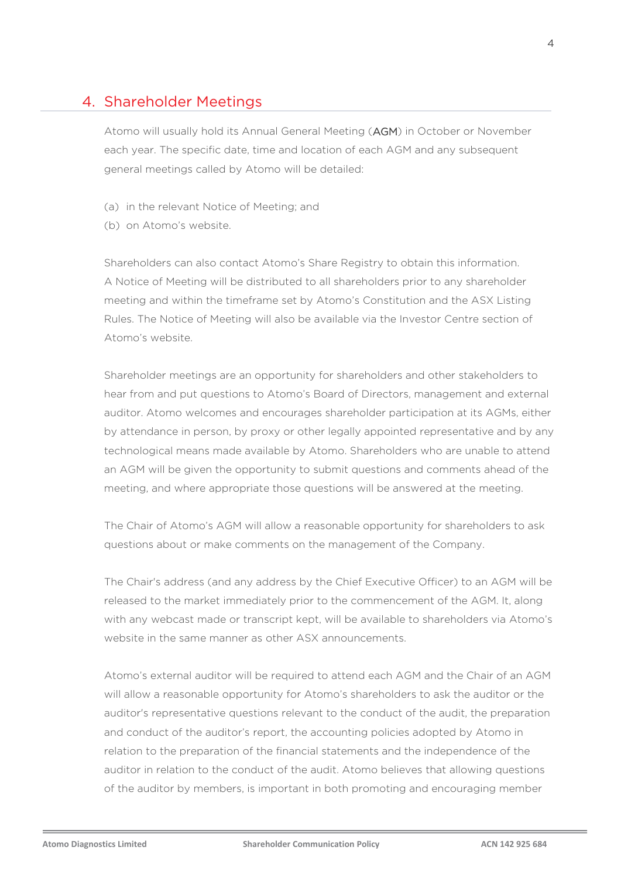## 4. Shareholder Meetings

Atomo will usually hold its Annual General Meeting (**AGM**) in October or November each year. The specific date, time and location of each AGM and any subsequent general meetings called by Atomo will be detailed:

(a) in the relevant Notice of Meeting; and
(b) on Atomo's website.

Shareholders can also contact Atomo's Share Registry to obtain this information. A Notice of Meeting will be distributed to all shareholders prior to any shareholder meeting and within the timeframe set by Atomo's Constitution and the ASX Listing Rules. The Notice of Meeting will also be available via the Investor Centre section of Atomo's website.

Shareholder meetings are an opportunity for shareholders and other stakeholders to hear from and put questions to Atomo's Board of Directors, management and external auditor. Atomo welcomes and encourages shareholder participation at its AGMs, either by attendance in person, by proxy or other legally appointed representative and by any technological means made available by Atomo. Shareholders who are unable to attend an AGM will be given the opportunity to submit questions and comments ahead of the meeting, and where appropriate those questions will be answered at the meeting.

The Chair of Atomo's AGM will allow a reasonable opportunity for shareholders to ask questions about or make comments on the management of the Company.

The Chair's address (and any address by the Chief Executive Officer) to an AGM will be released to the market immediately prior to the commencement of the AGM. It, along with any webcast made or transcript kept, will be available to shareholders via Atomo's website in the same manner as other ASX announcements.

Atomo's external auditor will be required to attend each AGM and the Chair of an AGM will allow a reasonable opportunity for Atomo's shareholders to ask the auditor or the auditor's representative questions relevant to the conduct of the audit, the preparation and conduct of the auditor's report, the accounting policies adopted by Atomo in relation to the preparation of the financial statements and the independence of the auditor in relation to the conduct of the audit. Atomo believes that allowing questions of the auditor by members, is important in both promoting and encouraging member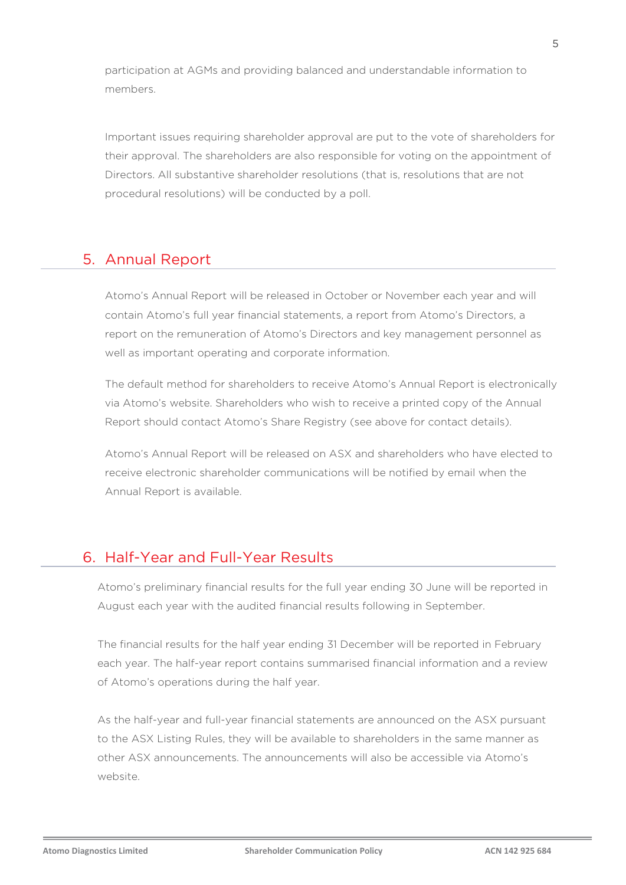participation at AGMs and providing balanced and understandable information to members.

Important issues requiring shareholder approval are put to the vote of shareholders for their approval. The shareholders are also responsible for voting on the appointment of Directors. All substantive shareholder resolutions (that is, resolutions that are not procedural resolutions) will be conducted by a poll.

## 5. Annual Report

Atomo's Annual Report will be released in October or November each year and will contain Atomo's full year financial statements, a report from Atomo's Directors, a report on the remuneration of Atomo's Directors and key management personnel as well as important operating and corporate information.

The default method for shareholders to receive Atomo's Annual Report is electronically via Atomo's website. Shareholders who wish to receive a printed copy of the Annual Report should contact Atomo's Share Registry (see above for contact details).

Atomo's Annual Report will be released on ASX and shareholders who have elected to receive electronic shareholder communications will be notified by email when the Annual Report is available.

## 6. Half-Year and Full-Year Results

Atomo's preliminary financial results for the full year ending 30 June will be reported in August each year with the audited financial results following in September.

The financial results for the half year ending 31 December will be reported in February each year. The half-year report contains summarised financial information and a review of Atomo's operations during the half year.

As the half-year and full-year financial statements are announced on the ASX pursuant to the ASX Listing Rules, they will be available to shareholders in the same manner as other ASX announcements. The announcements will also be accessible via Atomo's website.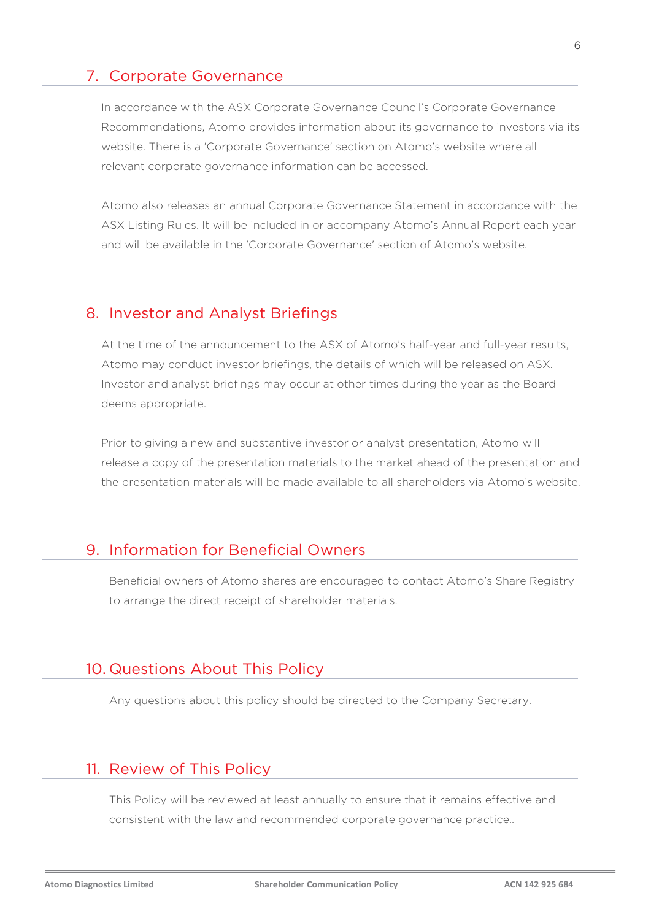## 7. Corporate Governance

In accordance with the ASX Corporate Governance Council's Corporate Governance Recommendations, Atomo provides information about its governance to investors via its website. There is a 'Corporate Governance' section on Atomo's website where all relevant corporate governance information can be accessed.

Atomo also releases an annual Corporate Governance Statement in accordance with the ASX Listing Rules. It will be included in or accompany Atomo's Annual Report each year and will be available in the 'Corporate Governance' section of Atomo's website.

## 8. Investor and Analyst Briefings

At the time of the announcement to the ASX of Atomo's half-year and full-year results, Atomo may conduct investor briefings, the details of which will be released on ASX. Investor and analyst briefings may occur at other times during the year as the Board deems appropriate.

Prior to giving a new and substantive investor or analyst presentation, Atomo will release a copy of the presentation materials to the market ahead of the presentation and the presentation materials will be made available to all shareholders via Atomo's website.

## 9. Information for Beneficial Owners

Beneficial owners of Atomo shares are encouraged to contact Atomo's Share Registry to arrange the direct receipt of shareholder materials.

## 10. Questions About This Policy

Any questions about this policy should be directed to the Company Secretary.

## 11. Review of This Policy

This Policy will be reviewed at least annually to ensure that it remains effective and consistent with the law and recommended corporate governance practice..